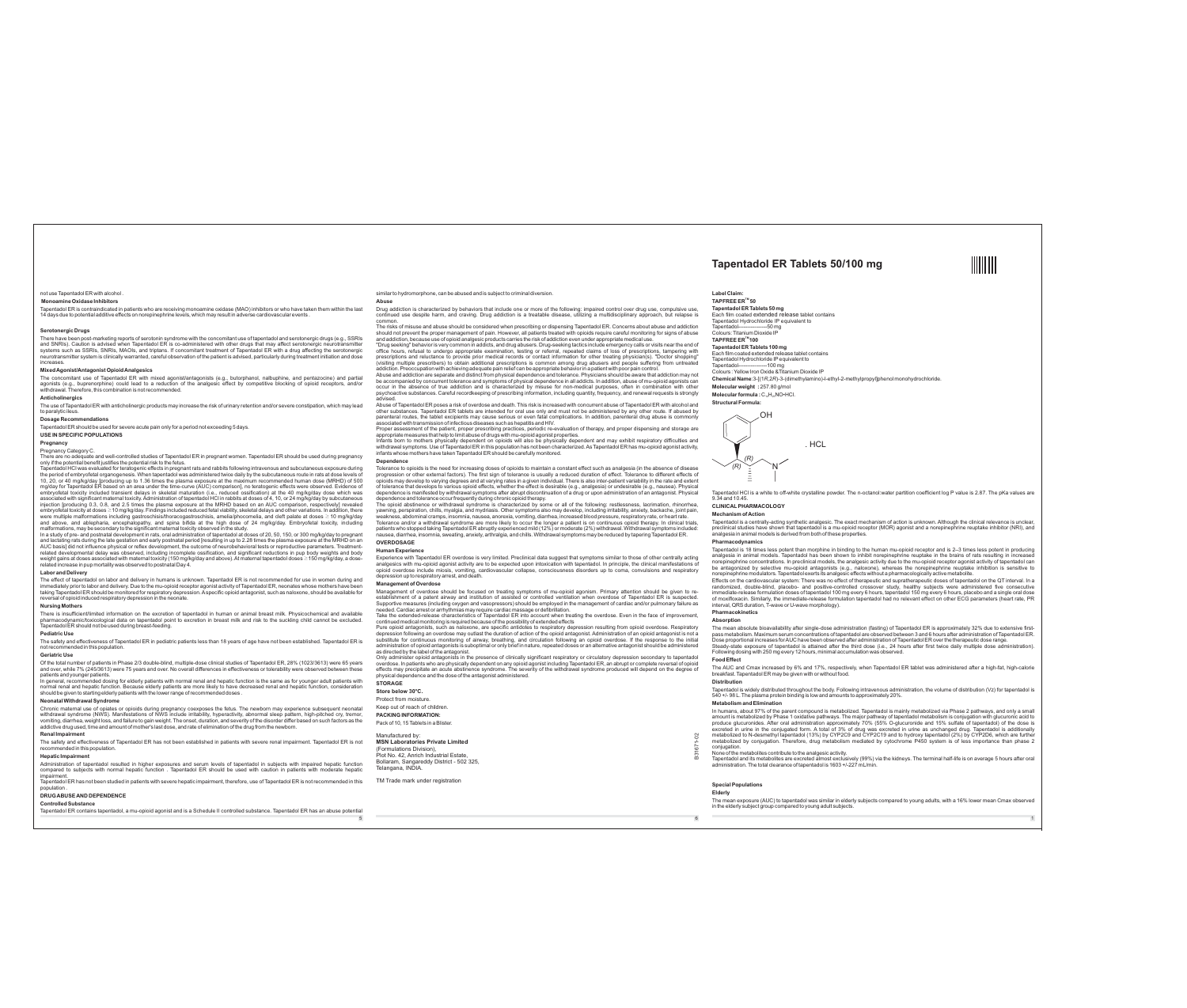not use Tapentadol ER with alcohol .

**Monoamine Oxidase Inhibitors**

Tapentadol ER is contraindicated in patients who are receiving monoamine oxidase (MAO) inhibitors or who have taken them within the last 14 days due to potential additive effects on norepinephrine levels, which may result in adverse cardiovascular events .

**Serotonergic Drugs**

There have been post-marketing reports of serotonin syndrome with the concomitant use of tapentadol and serotonergic drugs (e.g., SSRIs and SNRIs). Caution is advised when Tapentadol ER is co-administered with other drugs that may affect serotonergic neurotransmitter systems such as SSRIs, SNRIs, MAOIs, and triptans. If concomitant treatment of Tapentadol ER with a drug affecting the serotonergic neurotransmitter system is clinically warranted, careful observation of the patient is advised, particularly during treatment initiation and dose increases.

**Mixed Agonist/Antagonist Opioid Analgesics**

The concomitant use of Tapentadol ER with mixed agonist/antagonists (e.g., butorphanol, nalbuphine, and pentazocine) and partial agonists (e.g., buprenorphine) could lead to a reduction of the analgesic effect by competitive blocking of opioid receptors, and/or withdrawal. Therefore, this combination is not recommended.

**Anticholinergics**

The use of Tapentadol ER with anticholinergic products may increase the risk of urinary retention and/or severe constipation, which may lead to paralytic ileus.

**Dosage Recommendations**

Tapentadol ER should be used for severe acute pain only for a period not exceeding 5 days.

**USE IN SPECIFIC POPULATIONS**

**Pregnancy**

Pregnancy Category C.

There are no adequate and well-controlled studies of Tapentadol ER in pregnant women. Tapentadol ER should be used during pregnancy only if the potential benefit justifies the potential risk to the fetus.

Tapentadol HCl was evaluated for teratogenic effects in pregnant rats and rabbits following intravenous and subcutaneous exposure during the period of embryofetal organogenesis. When tapentadol was administered twice daily by the subcutaneous route in rats at dose levels of 10, 20, or 40 mg/kg/day [producing up to 1.36 times the plasma exposure at the maximum recommended human dose (MRHD) of 500 mg/day for Tapentadol ER based on an area under the time-curve (AUC) comparison], no teratogenic effects were observed. Evidence of embryofetal toxicity included transient delays in skeletal maturation (i.e., reduced ossification) at the 40 mg/kg/day dose which was associated with significant maternal toxicity. Administration of tapentadol HCl in rabbits at doses of 4, 10, or 24 mg/kg/day by subcutaneous injection [producing 0.3, 0.8, and 2.5 times the plasma exposure at the MRHD based on an AUC comparison, respectively] revealed embryofetal toxicity at doses ≥ 10 mg/kg/day. Findings included reduced fetal viability, skeletal delays and other variations. In addition, there were multiple malformations including gastroschisis/thoracogastroschisis, amelia/phocomelia, and cleft palate at doses ≥ 10 mg/kg/day and above, and ablepharia, encephalopathy, and spina bifida at the high dose of 24 mg/kg/day. Embryofetal toxicity, including malformations, may be secondary to the significant maternal toxicity observed in the study.

In a study of pre- and postnatal development in rats, oral administration of tapentadol at doses of 20, 50, 150, or 300 mg/kg/day to pregnant and lactating rats during the late gestation and early postnatal period [resulting in up to 2.28 times the plasma exposure at the MRHD on an AUC basis] did not influence physical or reflex development, the outcome of neurobehavioral tests or reproductive parameters. Treatment-related developmental delay was observed, including incomplete ossification, and significant reductions in pup body weights and body weight gains at doses associated with maternal toxicity (150 mg/kg/day and above). At maternal tapentadol doses ≥ 150 mg/kg/day, a dose-related increase in pup mortality was observed to postnatal Day 4.

**Labor and Delivery**

The effect of tapentadol on labor and delivery in humans is unknown. Tapentadol ER is not recommended for use in women during and immediately prior to labor and delivery. Due to the mu-opioid receptor agonist activity of Tapentadol ER, neonates whose mothers have been taking Tapentadol ER should be monitored for respiratory depression. A specific opioid antagonist, such as naloxone, should be available for reversal of opioid induced respiratory depression in the neonate.

**Nursing Mothers**

There is insufficient/limited information on the excretion of tapentadol in human or animal breast milk. Physicochemical and available pharmacodynamic/toxicological data on tapentadol point to excretion in breast milk and risk to the suckling child cannot be excluded. Tapentadol ER should not be used during breast-feeding.

**Pediatric Use**

The safety and effectiveness of Tapentadol ER in pediatric patients less than 18 years of age have not been established. Tapentadol ER is not recommended in this population.

**Geriatric Use**

Of the total number of patients in Phase 2/3 double-blind, multiple-dose clinical studies of Tapentadol ER, 28% (1023/3613) were 65 years and over, while 7% (245/3613) were 75 years and over. No overall differences in effectiveness or tolerability were observed between these patients and younger patients.

In general, recommended dosing for elderly patients with normal renal and hepatic function is the same as for younger adult patients with normal renal and hepatic function. Because elderly patients are more likely to have decreased renal and hepatic function, consideration should be given to starting elderly patients with the lower range of recommended doses .

**Neonatal Withdrawal Syndrome**

Chronic maternal use of opiates or opioids during pregnancy coexposes the fetus. The newborn may experience subsequent neonatal withdrawal syndrome (NWS). Manifestations of NWS include irritability, hyperactivity, abnormal sleep pattern, high-pitched cry, tremor, vomiting, diarrhea, weight loss, and failure to gain weight. The onset, duration, and severity of the disorder differ based on such factors as the addictive drug used, time and amount of mother's last dose, and rate of elimination of the drug from the newborn.

**Renal Impairment**

The safety and effectiveness of Tapentadol ER has not been established in patients with severe renal impairment. Tapentadol ER is not recommended in this population.

**Hepatic Impairment**

Administration of tapentadol resulted in higher exposures and serum levels of tapentadol in subjects with impaired hepatic function compared to subjects with normal hepatic function . Tapentadol ER should be used with caution in patients with moderate hepatic impairment .

Tapentadol ER has not been studied in patients with severe hepatic impairment, therefore, use of Tapentadol ER is not recommended in this population .

**DRUG ABUSE AND DEPENDENCE**

**Controlled Substance**

Tapentadol ER contains tapentadol, a mu-opioid agonist and is a Schedule II controlled substance. Tapentadol ER has an abuse potential similar to hydromorphone, can be abused and is subject to criminal diversion.

**Abuse**

Drug addiction is characterized by behaviors that include one or more of the following: impaired control over drug use, compulsive use, continued use despite harm, and craving. Drug addiction is a treatable disease, utilizing a multidisciplinary approach, but relapse is common.

The risks of misuse and abuse should be considered when prescribing or dispensing Tapentadol ER. Concerns about abuse and addiction should not prevent the proper management of pain. However, all patients treated with opioids require careful monitoring for signs of abuse and addiction, because use of opioid analgesic products carries the risk of addiction even under appropriate medical use.

"Drug seeking" behavior is very common in addicts, and drug abusers. Drug-seeking tactics include emergency calls or visits near the end of office hours, refusal to undergo appropriate examination, testing or referral, repeated claims of loss of prescriptions, tampering with prescriptions and reluctance to provide prior medical records or contact information for other treating physician(s). "Doctor shopping" (visiting multiple prescribers) to obtain additional prescriptions is common among drug abusers and people suffering from untreated addiction. Preoccupation with achieving adequate pain relief can be appropriate behavior in a patient with poor pain control.

Abuse and addiction are separate and distinct from physical dependence and tolerance. Physicians should be aware that addiction may not be accompanied by concurrent tolerance and symptoms of physical dependence in all addicts. In addition, abuse of mu-opioid agonists can occur in the absence of true addiction and is characterized by misuse for non-medical purposes, often in combination with other psychoactive substances. Careful recordkeeping of prescribing information, including quantity, frequency, and renewal requests is strongly advised.

Abuse of Tapentadol ER poses a risk of overdose and death. This risk is increased with concurrent abuse of Tapentadol ER with alcohol and other substances. Tapentadol ER tablets are intended for oral use only and must not be administered by any other route. If abused by parenteral routes, the tablet excipients may cause serious or even fatal complications. In addition, parenteral drug abuse is commonly associated with transmission of infectious diseases such as hepatitis and HIV.

Proper assessment of the patient, proper prescribing practices, periodic re-evaluation of therapy, and proper dispensing and storage are appropriate measures that help to limit abuse of drugs with mu-opioid agonist properties.

Infants born to mothers physically dependent on opioids will also be physically dependent and may exhibit respiratory difficulties and withdrawal symptoms. Use of Tapentadol ER in this population has not been characterized. As Tapentadol ER has mu-opioid agonist activity, infants whose mothers have taken Tapentadol ER should be carefully monitored.

**Dependence**

Tolerance to opioids is the need for increasing doses of opioids to maintain a constant effect such as analgesia (in the absence of disease progression or other external factors). The first sign of tolerance is usually a reduced duration of effect. Tolerance to different effects of opioids may develop to varying degrees and at varying rates in a given individual. There is also inter-patient variability in the rate and extent of tolerance that develops to various opioid effects, whether the effect is desirable (e.g., analgesia) or undesirable (e.g., nausea). Physical dependence is manifested by withdrawal symptoms after abrupt discontinuation of a drug or upon administration of an antagonist. Physical dependence and tolerance occur frequently during chronic opioid therapy.

The opioid abstinence or withdrawal syndrome is characterized by some or all of the following: restlessness, lacrimation, rhinorrhea, yawning, perspiration, chills, myalgia, and mydriasis. Other symptoms also may develop, including irritability, anxiety, backache, joint pain, weakness, abdominal cramps, insomnia, nausea, anorexia, vomiting, diarrhea, increased blood pressure, respiratory rate, or heart rate.

Tolerance and/or a withdrawal syndrome are more likely to occur the longer a patient is on continuous opioid therapy. In clinical trials, patients who stopped taking Tapentadol ER abruptly experienced mild (12%) or moderate (2%) withdrawal. Withdrawal symptoms included: nausea, diarrhea, insomnia, sweating, anxiety, arthralgia, and chills. Withdrawal symptoms may be reduced by tapering Tapentadol ER.

**OVERDOSAGE**

**Human Experience**

Experience with Tapentadol ER overdose is very limited. Preclinical data suggest that symptoms similar to those of other centrally acting analgesics with mu-opioid agonist activity are to be expected upon intoxication with tapentadol. In principle, the clinical manifestations of opioid overdose include miosis, vomiting, cardiovascular collapse, consciousness disorders up to coma, convulsions and respiratory depression up to respiratory arrest, and death.

**Management of Overdose**

Management of overdose should be focused on treating symptoms of mu-opioid agonism. Primary attention should be given to re-establishment of a patent airway and institution of assisted or controlled ventilation when overdose of Tapentadol ER is suspected. Supportive measures (including oxygen and vasopressors) should be employed in the management of cardiac and/or pulmonary failure as needed. Cardiac arrest or arrhythmias may require cardiac massage or defibrillation.

Take the extended-release characteristics of Tapentadol ER into account when treating the overdose. Even in the face of improvement, continued medical monitoring is required because of the possibility of extended effects

Pure opioid antagonists, such as naloxone, are specific antidotes to respiratory depression resulting from opioid overdose. Respiratory depression following an overdose may outlast the duration of action of the opioid antagonist. Administration of an opioid antagonist is not a substitute for continuous monitoring of airway, breathing, and circulation following an opioid overdose. If the response to the initial administration of opioid antagonists is suboptimal or only brief in nature, repeated doses or an alternative antagonist should be administered as directed by the label of the antagonist.

Only administer opioid antagonists in the presence of clinically significant respiratory or circulatory depression secondary to tapentadol overdose. In patients who are physically dependent on any opioid agonist including Tapentadol ER, an abrupt or complete reversal of opioid effects may precipitate an acute abstinence syndrome. The severity of the withdrawal syndrome produced will depend on the degree of physical dependence and the dose of the antagonist administered.

**STORAGE**

**Store below 30°C.**

Protect from moisture.

Keep out of reach of children.

**PACKING INFORMATION:**

Pack of 10, 15 Tablets in a Blister.

Manufactured by:
**MSN Laboratories Private Limited**
(Formulations Division),
Plot No. 42, Anrich Industrial Estate,
Bollaram, Sangareddy District - 502 325,
Telangana, INDIA.

TM Trade mark under registration

837671-02

# Tapentadol ER Tablets 50/100 mg

**Label Claim:**

**TAPFREE ER™ 50**

**Tapentadol ER Tablets 50 mg**
Each film coated extended release tablet contains
Tapentadol Hydrochloride IP equivalent to
Tapentadol-----------------50 mg
Colours: Titanium Dioxide IP

**TAPFREE ER™ 100**

**Tapentadol ER Tablets 100 mg**
Each film coated extended release tablet contains
Tapentadol Hydrochloride IP equivalent to
Tapentadol-----------------100 mg
Colours : Yellow Iron Oxide & Titanium Dioxide IP

**Chemical Name**: 3-[(1R,2R)-3-(dimethylamino)-l-ethyl-2-methylpropyl]phenol monohydrochloride.

**Molecular weight :** 257.80 g/mol

**Molecular formula :** $C_{14}H_{23}NO \cdot HCl$.

**Structural Formula:**

OH
(R)
(R)
N
. HCL

Tapentadol HCl is a white to off-white crystalline powder. The n-octanol:water partition coefficient log P value is 2.87. The pKa values are 9.34 and 10.45.

**CLINICAL PHARMACOLOGY**

**Mechanism of Action**

Tapentadol is a centrally-acting synthetic analgesic. The exact mechanism of action is unknown. Although the clinical relevance is unclear, preclinical studies have shown that tapentadol is a mu-opioid receptor (MOR) agonist and a norepinephrine reuptake inhibitor (NRI), and analgesia in animal models is derived from both of these properties.

**Pharmacodynamics**

Tapentadol is 18 times less potent than morphine in binding to the human mu-opioid receptor and is 2–3 times less potent in producing analgesia in animal models. Tapentadol has been shown to inhibit norepinephrine reuptake in the brains of rats resulting in increased norepinephrine concentrations. In preclinical models, the analgesic activity due to the mu-opioid receptor agonist activity of tapentadol can be antagonized by selective mu-opioid antagonists (e.g., naloxone), whereas the norepinephrine reuptake inhibition is sensitive to norepinephrine modulators. Tapentadol exerts its analgesic effects without a pharmacologically active metabolite.

Effects on the cardiovascular system: There was no effect of therapeutic and supratherapeutic doses of tapentadol on the QT interval. In a randomized, double-blind, placebo- and positive-controlled crossover study, healthy subjects were administered five consecutive immediate-release formulation doses of tapentadol 100 mg every 6 hours, tapentadol 150 mg every 6 hours, placebo and a single oral dose of moxifloxacin. Similarly, the immediate-release formulation tapentadol had no relevant effect on other ECG parameters (heart rate, PR interval, QRS duration, T-wave or U-wave morphology).

**Pharmacokinetics**

**Absorption**

The mean absolute bioavailability after single-dose administration (fasting) of Tapentadol ER is approximately 32% due to extensive first-pass metabolism. Maximum serum concentrations of tapentadol are observed between 3 and 6 hours after administration of Tapentadol ER. Dose proportional increases for AUC have been observed after administration of Tapentadol ER over the therapeutic dose range.

Steady-state exposure of tapentadol is attained after the third dose (i.e., 24 hours after first twice daily multiple dose administration). Following dosing with 250 mg every 12 hours, minimal accumulation was observed.

**Food Effect**

The AUC and Cmax increased by 6% and 17%, respectively, when Tapentadol ER tablet was administered after a high-fat, high-calorie breakfast. Tapentadol ER may be given with or without food.

**Distribution**

Tapentadol is widely distributed throughout the body. Following intravenous administration, the volume of distribution (Vz) for tapentadol is 540 +/- 98 L. The plasma protein binding is low and amounts to approximately 20%.

**Metabolism and Elimination**

In humans, about 97% of the parent compound is metabolized. Tapentadol is mainly metabolized via Phase 2 pathways, and only a small amount is metabolized by Phase 1 oxidative pathways. The major pathway of tapentadol metabolism is conjugation with glucuronic acid to produce glucuronides. After oral administration approximately 70% (55% O-glucuronide and 15% sulfate of tapentadol) of the dose is excreted in urine in the conjugated form. A total of 3% of drug was excreted in urine as unchanged drug. Tapentadol is additionally metabolized to N-desmethyl tapentadol (13%) by CYP2C9 and CYP2C19 and to hydroxy tapentadol (2%) by CYP2D6, which are further metabolized by conjugation. Therefore, drug metabolism mediated by cytochrome P450 system is of less importance than phase 2 conjugation.

None of the metabolites contribute to the analgesic activity.

Tapentadol and its metabolites are excreted almost exclusively (99%) via the kidneys. The terminal half-life is on average 5 hours after oral administration. The total clearance of tapentadol is 1603 +/-227 mL/min.

**Special Populations**

**Elderly**

The mean exposure (AUC) to tapentadol was similar in elderly subjects compared to young adults, with a 16% lower mean Cmax observed in the elderly subject group compared to young adult subjects.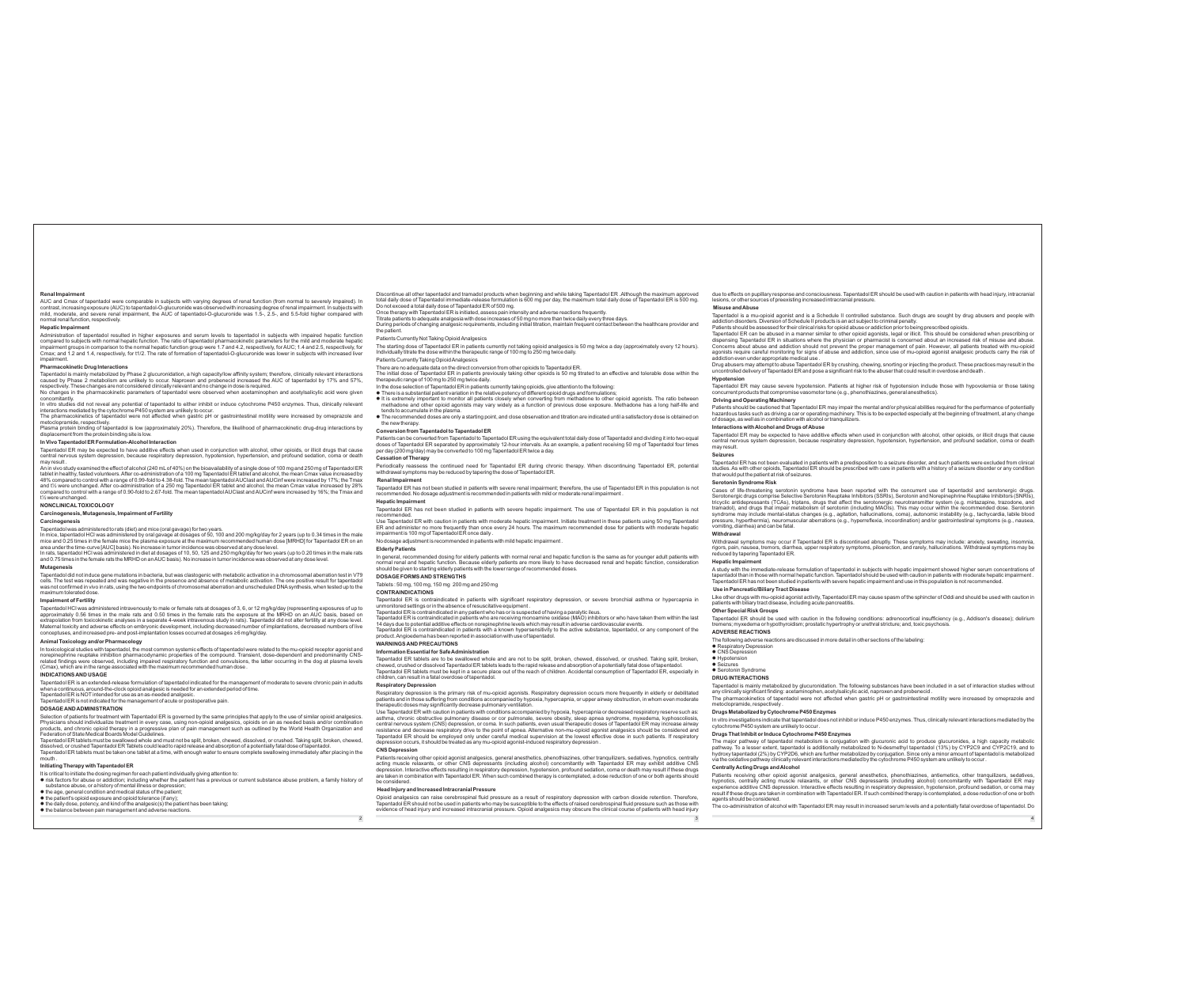**Renal Impairment**

AUC and Cmax of tapentadol were comparable in subjects with varying degrees of renal function (from normal to severely impaired). In contrast, increasing exposure (AUC) to tapentadol-O-glucuronide was observed with increasing degree of renal impairment. In subjects with mild, moderate, and severe renal impairment, the AUC of tapentadol-O-glucuronide was 1.5-, 2.5-, and 5.5-fold higher compared with normal renal function, respectively.

**Hepatic Impairment**

Administration of tapentadol resulted in higher exposures and serum levels to tapentadol in subjects with impaired hepatic function compared to subjects with normal hepatic function. The ratio of tapentadol pharmacokinetic parameters for the mild and moderate hepatic impairment groups in comparison to the normal hepatic function group were 1.7 and 4.2, respectively, for AUC; 1.4 and 2.5, respectively, for Cmax; and 1.2 and 1.4, respectively, for t1/2. The rate of formation of tapentadol-O-glucuronide was lower in subjects with increased liver impairment.

**Pharmacokinetic Drug Interactions**

Tapentadol is mainly metabolized by Phase 2 glucuronidation, a high capacity/low affinity system; therefore, clinically relevant interactions caused by Phase 2 metabolism are unlikely to occur. Naproxen and probenecid increased the AUC of tapentadol by 17% and 57%, respectively. These changes are not considered clinically relevant and no change in dose is required.

No changes in the pharmacokinetic parameters of tapentadol were observed when acetaminophen and acetylsalicylic acid were given concomitantly.

In vitro studies did not reveal any potential of tapentadol to either inhibit or induce cytochrome P450 enzymes. Thus, clinically relevant interactions mediated by the cytochrome P450 system are unlikely to occur.

The pharmacokinetics of tapentadol were not affected when gastric pH or gastrointestinal motility were increased by omeprazole and metoclopramide, respectively.

Plasma protein binding of tapentadol is low (approximately 20%). Therefore, the likelihood of pharmacokinetic drug-drug interactions by displacement from the protein binding site is low.

**In Vivo Tapentadol ER Formulation-Alcohol Interaction**

Tapentadol ER may be expected to have additive effects when used in conjunction with alcohol, other opioids, or illicit drugs that cause central nervous system depression, because respiratory depression, hypotension, hypertension, and profound sedation, coma or death may result.

An in vivo study examined the effect of alcohol (240 mL of 40%) on the bioavailability of a single dose of 100 mg and 250 mg of Tapentadol ER tablet in healthy, fasted volunteers. After co-administration of a 100 mg Tapentadol ER tablet and alcohol, the mean Cmax value increased by 48% compared to control with a range of 0.99-fold to 4.38-fold. The mean tapentadol AUClast and AUCinf were increased by 17%; the Tmax and t½ were unchanged. After co-administration of a 250 mg Tapentadol ER tablet and alcohol, the mean Cmax value increased by 28% compared to control with a range of 0.90-fold to 2.67-fold. The mean tapentadol AUClast and AUCinf were increased by 16%; the Tmax and t½ were unchanged.

## NONCLINICAL TOXICOLOGY

**Carcinogenesis, Mutagenesis, Impairment of Fertility**

**Carcinogenesis**

Tapentadol was administered to rats (diet) and mice (oral gavage) for two years.

In mice, tapentadol HCl was administered by oral gavage at dosages of 50, 100 and 200 mg/kg/day for 2 years (up to 0.34 times in the male mice and 0.25 times in the female mice the plasma exposure at the maximum recommended human dose [MRHD] for Tapentadol ER on an area under the time-curve [AUC] basis). No increase in tumor incidence was observed at any dose level.

In rats, tapentadol HCl was administered in diet at dosages of 10, 50, 125 and 250 mg/kg/day for two years (up to 0.20 times in the male rats and 0.75 times in the female rats the MRHD on an AUC basis). No increase in tumor incidence was observed at any dose level.

**Mutagenesis**

Tapentadol did not induce gene mutations in bacteria, but was clastogenic with metabolic activation in a chromosomal aberration test in V79 cells. The test was repeated and was negative in the presence and absence of metabolic activation. The one positive result for tapentadol was not confirmed in vivo in rats, using the two endpoints of chromosomal aberration and unscheduled DNA synthesis, when tested up to the maximum tolerated dose.

**Impairment of Fertility**

Tapentadol HCl was administered intravenously to male or female rats at dosages of 3, 6, or 12 mg/kg/day (representing exposures of up to approximately 0.56 times in the male rats and 0.50 times in the female rats the exposure at the MRHD on an AUC basis, based on extrapolation from toxicokinetic analyses in a separate 4-week intravenous study in rats). Tapentadol did not alter fertility at any dose level. Maternal toxicity and adverse effects on embryonic development, including decreased number of implantations, decreased numbers of live conceptuses, and increased pre- and post-implantation losses occurred at dosages ≥6 mg/kg/day.

**Animal Toxicology and/or Pharmacology**

In toxicological studies with tapentadol, the most common systemic effects of tapentadol were related to the mu-opioid receptor agonist and norepinephrine reuptake inhibition pharmacodynamic properties of the compound. Transient, dose-dependent and predominantly CNS-related findings were observed, including impaired respiratory function and convulsions, the latter occurring in the dog at plasma levels (Cmax), which are in the range associated with the maximum recommended human dose.

## INDICATIONS AND USAGE

Tapentadol ER is an extended-release formulation of tapentadol indicated for the management of moderate to severe chronic pain in adults when a continuous, around-the-clock opioid analgesic is needed for an extended period of time.

Tapentadol ER is NOT intended for use as an as-needed analgesic.

Tapentadol ER is not indicated for the management of acute or postoperative pain.

## DOSAGE AND ADMINISTRATION

Selection of patients for treatment with Tapentadol ER is governed by the same principles that apply to the use of similar opioid analgesics. Physicians should individualize treatment in every case, using non-opioid analgesics, opioids on an as needed basis and/or combination products, and chronic opioid therapy in a progressive plan of pain management such as outlined by the World Health Organization and Federation of State Medical Boards Model Guidelines.

Tapentadol ER tablets must be swallowed whole and must not be split, broken, chewed, dissolved, or crushed. Taking split, broken, chewed, dissolved, or crushed Tapentadol ER Tablets could lead to rapid release and absorption of a potentially fatal dose of tapentadol.

Tapentadol ER tablets must be taken one tablet at a time, with enough water to ensure complete swallowing immediately after placing in the mouth.

**Initiating Therapy with Tapentadol ER**

It is critical to initiate the dosing regimen for each patient individually giving attention to:

- risk factors for abuse or addiction; including whether the patient has a previous or current substance abuse problem, a family history of substance abuse, or a history of mental illness or depression;
- the age, general condition and medical status of the patient;
- the patient's opioid exposure and opioid tolerance (if any);
- the daily dose, potency, and kind of the analgesic(s) the patient has been taking;
- the balance between pain management and adverse reactions.

Discontinue all other tapentadol and tramadol products when beginning and while taking Tapentadol ER. Although the maximum approved total daily dose of Tapentadol immediate-release formulation is 600 mg per day, the maximum total daily dose of Tapentadol ER is 500 mg. Do not exceed a total daily dose of Tapentadol ER of 500 mg.

Once therapy with Tapentadol ER is initiated, assess pain intensity and adverse reactions frequently.

Titrate patients to adequate analgesia with dose increases of 50 mg no more than twice daily every three days.

During periods of changing analgesic requirements, including initial titration, maintain frequent contact between the healthcare provider and the patient.

Patients Currently Not Taking Opioid Analgesics

The starting dose of Tapentadol ER in patients currently not taking opioid analgesics is 50 mg twice a day (approximately every 12 hours). Individually titrate the dose within the therapeutic range of 100 mg to 250 mg twice daily.

Patients Currently Taking Opioid Analgesics

There are no adequate data on the direct conversion from other opioids to Tapentadol ER.

The initial dose of Tapentadol ER in patients previously taking other opioids is 50 mg titrated to an effective and tolerable dose within the therapeutic range of 100 mg to 250 mg twice daily.

In the dose selection of Tapentadol ER in patients currently taking opioids, give attention to the following:

- There is a substantial patient variation in the relative potency of different opioid drugs and formulations;
- It is extremely important to monitor all patients closely when converting from methadone to other opioid agonists. The ratio between methadone and other opioid agonists may vary widely as a function of previous dose exposure. Methadone has a long half-life and tends to accumulate in the plasma.
- The recommended doses are only a starting point, and close observation and titration are indicated until a satisfactory dose is obtained on the new therapy.

**Conversion from Tapentadol to Tapentadol ER**

Patients can be converted from Tapentadol to Tapentadol ER using the equivalent total daily dose of Tapentadol and dividing it into two equal doses of Tapentadol ER separated by approximately 12-hour intervals. As an example, a patient receiving 50 mg of Tapentadol four times per day (200 mg/day) may be converted to 100 mg Tapentadol ER twice a day.

**Cessation of Therapy**

Periodically reassess the continued need for Tapentadol ER during chronic therapy. When discontinuing Tapentadol ER, potential withdrawal symptoms may be reduced by tapering the dose of Tapentadol ER.

**Renal Impairment**

Tapentadol ER has not been studied in patients with severe renal impairment; therefore, the use of Tapentadol ER in this population is not recommended. No dosage adjustment is recommended in patients with mild or moderate renal impairment.

**Hepatic Impairment**

Tapentadol ER has not been studied in patients with severe hepatic impairment. The use of Tapentadol ER in this population is not recommended.

Use Tapentadol ER with caution in patients with moderate hepatic impairment. Initiate treatment in these patients using 50 mg Tapentadol ER and administer no more frequently than once every 24 hours. The maximum recommended dose for patients with moderate hepatic impairment is 100 mg of Tapentadol ER once daily.

No dosage adjustment is recommended in patients with mild hepatic impairment.

**Elderly Patients**

In general, recommended dosing for elderly patients with normal renal and hepatic function is the same as for younger adult patients with normal renal and hepatic function. Because elderly patients are more likely to have decreased renal and hepatic function, consideration should be given to starting elderly patients with the lower range of recommended doses.

## DOSAGE FORMS AND STRENGTHS

Tablets: 50 mg, 100 mg, 150 mg 200 mg and 250 mg

## CONTRAINDICATIONS

Tapentadol ER is contraindicated in patients with significant respiratory depression, or severe bronchial asthma or hypercapnia in unmonitored settings or in the absence of resuscitative equipment.

Tapentadol ER is contraindicated in any patient who has or is suspected of having a paralytic ileus.

Tapentadol ER is contraindicated in patients who are receiving monoamine oxidase (MAO) inhibitors or who have taken them within the last 14 days due to potential additive effects on norepinephrine levels which may result in adverse cardiovascular events.

Tapentadol ER is contraindicated in patients with a known hypersensitivity to the active substance, tapentadol, or any component of the product. Angioedema has been reported in association with use of tapentadol.

## WARNINGS AND PRECAUTIONS

**Information Essential for Safe Administration**

Tapentadol ER tablets are to be swallowed whole and are not to be split, broken, chewed, dissolved, or crushed. Taking split, broken, chewed, crushed or dissolved Tapentadol ER tablets leads to the rapid release and absorption of a potentially fatal dose of tapentadol.

Tapentadol ER tablets must be kept in a secure place out of the reach of children. Accidental consumption of Tapentadol ER, especially in children, can result in a fatal overdose of tapentadol.

**Respiratory Depression**

Respiratory depression is the primary risk of mu-opioid agonists. Respiratory depression occurs more frequently in elderly or debilitated patients and in those suffering from conditions accompanied by hypoxia, hypercapnia, or upper airway obstruction, in whom even moderate therapeutic doses may significantly decrease pulmonary ventilation.

Use Tapentadol ER with caution in patients with conditions accompanied by hypoxia, hypercapnia or decreased respiratory reserve such as: asthma, chronic obstructive pulmonary disease or cor pulmonale, severe obesity, sleep apnea syndrome, myxedema, kyphoscoliosis, central nervous system (CNS) depression, or coma. In such patients, even usual therapeutic doses of Tapentadol ER may increase airway resistance and decrease respiratory drive to the point of apnea. Alternative non-mu-opioid agonist analgesics should be considered and Tapentadol ER should be employed only under careful medical supervision at the lowest effective dose in such patients. If respiratory depression occurs, it should be treated as any mu-opioid agonist-induced respiratory depression.

**CNS Depression**

Patients receiving other opioid agonist analgesics, general anesthetics, phenothiazines, other tranquilizers, sedatives, hypnotics, centrally acting muscle relaxants, or other CNS depressants (including alcohol) concomitantly with Tapentadol ER may exhibit additive CNS depression. Interactive effects resulting in respiratory depression, hypotension, profound sedation, coma or death may result if these drugs are taken in combination with Tapentadol ER. When such combined therapy is contemplated, a dose reduction of one or both agents should be considered.

**Head Injury and Increased Intracranial Pressure**

Opioid analgesics can raise cerebrospinal fluid pressure as a result of respiratory depression with carbon dioxide retention. Therefore, Tapentadol ER should not be used in patients who may be susceptible to the effects of raised cerebrospinal fluid pressure such as those with evidence of head injury and increased intracranial pressure. Opioid analgesics may obscure the clinical course of patients with head injury due to effects on pupillary response and consciousness. Tapentadol ER should be used with caution in patients with head injury, intracranial lesions, or other sources of preexisting increased intracranial pressure.

**Misuse and Abuse**

Tapentadol is a mu-opioid agonist and is a Schedule II controlled substance. Such drugs are sought by drug abusers and people with addiction disorders. Diversion of Schedule II products is an act subject to criminal penalty.

Patients should be assessed for their clinical risks for opioid abuse or addiction prior to being prescribed opioids.

Tapentadol ER can be abused in a manner similar to other opioid agonists, legal or illicit. This should be considered when prescribing or dispensing Tapentadol ER in situations where the physician or pharmacist is concerned about an increased risk of misuse and abuse. Concerns about abuse and addiction should not prevent the proper management of pain. However, all patients treated with mu-opioid agonists require careful monitoring for signs of abuse and addiction, since use of mu-opioid agonist analgesic products carry the risk of addiction even under appropriate medical use.

Drug abusers may attempt to abuse Tapentadol ER by crushing, chewing, snorting or injecting the product. These practices may result in the uncontrolled delivery of Tapentadol ER and pose a significant risk to the abuser that could result in overdose and death.

**Hypotension**

Tapentadol ER may cause severe hypotension. Patients at higher risk of hypotension include those with hypovolemia or those taking concurrent products that compromise vasomotor tone (e.g., phenothiazines, general anesthetics).

**Driving and Operating Machinery**

Patients should be cautioned that Tapentadol ER may impair the mental and/or physical abilities required for the performance of potentially hazardous tasks such as driving a car or operating machinery. This is to be expected especially at the beginning of treatment, at any change of dosage, as well as in combination with alcohol or tranquilizers.

**Interactions with Alcohol and Drugs of Abuse**

Tapentadol ER may be expected to have additive effects when used in conjunction with alcohol, other opioids, or illicit drugs that cause central nervous system depression, because respiratory depression, hypotension, hypertension, and profound sedation, coma or death may result.

**Seizures**

Tapentadol ER has not been evaluated in patients with a predisposition to a seizure disorder, and such patients were excluded from clinical studies. As with other opioids, Tapentadol ER should be prescribed with care in patients with a history of a seizure disorder or any condition that would put the patient at risk of seizures.

**Serotonin Syndrome Risk**

Cases of life-threatening serotonin syndrome have been reported with the concurrent use of tapentadol and serotonergic drugs. Serotonergic drugs comprise Selective Serotonin Reuptake Inhibitors (SSRIs), Serotonin and Norepinephrine Reuptake Inhibitors (SNRIs), tricyclic antidepressants (TCAs), triptans, drugs that affect the serotonergic neurotransmitter system (e.g. mirtazapine, trazodone, and tramadol), and drugs that impair metabolism of serotonin (including MAOIs). This may occur within the recommended dose. Serotonin syndrome may include mental-status changes (e.g., agitation, hallucinations, coma), autonomic instability (e.g., tachycardia, labile blood pressure, hyperthermia), neuromuscular aberrations (e.g., hyperreflexia, incoordination) and/or gastrointestinal symptoms (e.g., nausea, vomiting, diarrhea) and can be fatal.

**Withdrawal**

Withdrawal symptoms may occur if Tapentadol ER is discontinued abruptly. These symptoms may include: anxiety, sweating, insomnia, rigors, pain, nausea, tremors, diarrhea, upper respiratory symptoms, piloerection, and rarely, hallucinations. Withdrawal symptoms may be reduced by tapering Tapentadol ER.

**Hepatic Impairment**

A study with the immediate-release formulation of tapentadol in subjects with hepatic impairment showed higher serum concentrations of tapentadol than in those with normal hepatic function. Tapentadol should be used with caution in patients with moderate hepatic impairment. Tapentadol ER has not been studied in patients with severe hepatic impairment and use in this population is not recommended.

**Use in Pancreatic/Biliary Tract Disease**

Like other drugs with mu-opioid agonist activity, Tapentadol ER may cause spasm of the sphincter of Oddi and should be used with caution in patients with biliary tract disease, including acute pancreatitis.

**Other Special Risk Groups**

Tapentadol ER should be used with caution in the following conditions: adrenocortical insufficiency (e.g., Addison's disease); delirium tremens; myxedema or hypothyroidism; prostatic hypertrophy or urethral stricture; and, toxic psychosis.

## ADVERSE REACTIONS

The following adverse reactions are discussed in more detail in other sections of the labeling:

- Respiratory Depression
- CNS Depression
- Hypotension
- Seizures
- Serotonin Syndrome

## DRUG INTERACTIONS

Tapentadol is mainly metabolized by glucuronidation. The following substances have been included in a set of interaction studies without any clinically significant finding: acetaminophen, acetylsalicylic acid, naproxen and probenecid.

The pharmacokinetics of tapentadol were not affected when gastric pH or gastrointestinal motility were increased by omeprazole and metoclopramide, respectively.

**Drugs Metabolized by Cytochrome P450 Enzymes**

In vitro investigations indicate that tapentadol does not inhibit or induce P450 enzymes. Thus, clinically relevant interactions mediated by the cytochrome P450 system are unlikely to occur.

**Drugs That Inhibit or Induce Cytochrome P450 Enzymes**

The major pathway of tapentadol metabolism is conjugation with glucuronic acid to produce glucuronides, a high capacity metabolic pathway. To a lesser extent, tapentadol is additionally metabolized to N-desmethyl tapentadol (13%) by CYP2C9 and CYP2C19, and to hydroxy tapentadol (2%) by CYP2D6, which are further metabolized by conjugation. Since only a minor amount of tapentadol is metabolized via the oxidative pathway clinically relevant interactions mediated by the cytochrome P450 system are unlikely to occur.

**Centrally Acting Drugs and Alcohol**

Patients receiving other opioid agonist analgesics, general anesthetics, phenothiazines, antiemetics, other tranquilizers, sedatives, hypnotics, centrally acting muscle relaxants, or other CNS depressants (including alcohol) concomitantly with Tapentadol ER may experience additive CNS depression. Interactive effects resulting in respiratory depression, hypotension, profound sedation, coma or death may result if these drugs are taken in combination with Tapentadol ER. If such combined therapy is contemplated, a dose reduction of one or both agents should be considered.

The co-administration of alcohol with Tapentadol ER may result in increased serum levels and a potentially fatal overdose of tapentadol. Do